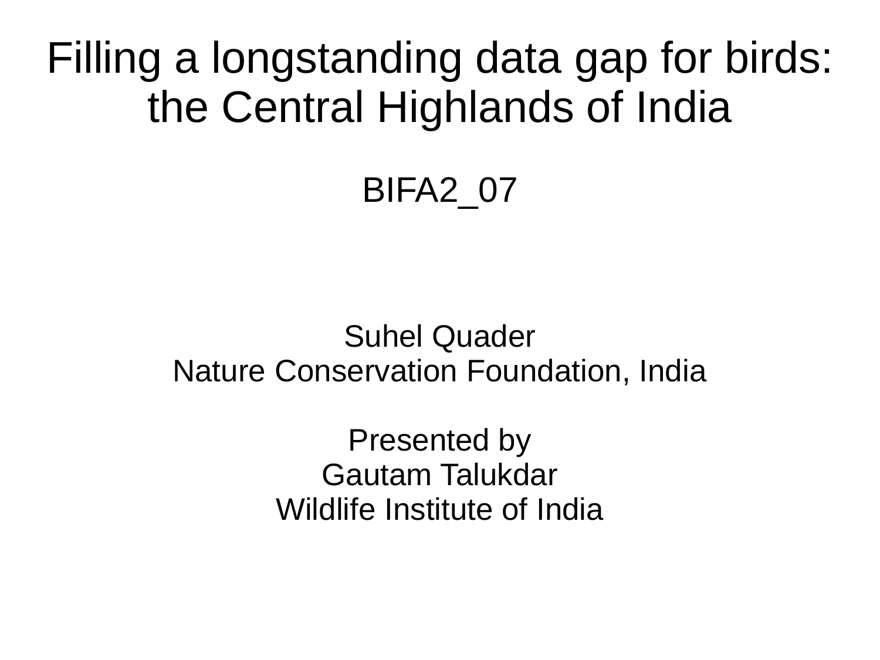# Filling a longstanding data gap for birds: the Central Highlands of India

BIFA2_07

Suhel Quader
Nature Conservation Foundation, India

Presented by
Gautam Talukdar
Wildlife Institute of India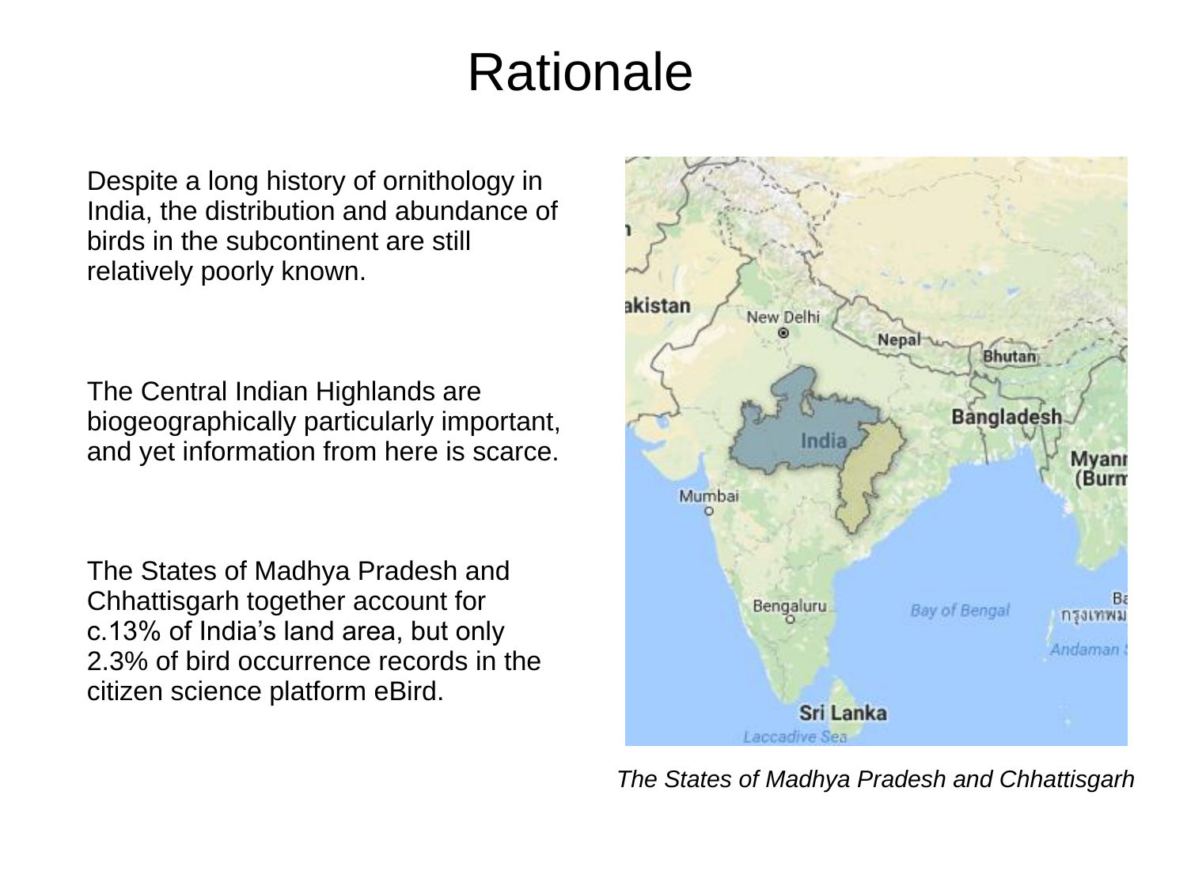# Rationale

Despite a long history of ornithology in India, the distribution and abundance of birds in the subcontinent are still relatively poorly known.

The Central Indian Highlands are biogeographically particularly important, and yet information from here is scarce.

The States of Madhya Pradesh and Chhattisgarh together account for c.13% of India's land area, but only 2.3% of bird occurrence records in the citizen science platform eBird.

*The States of Madhya Pradesh and Chhattisgarh*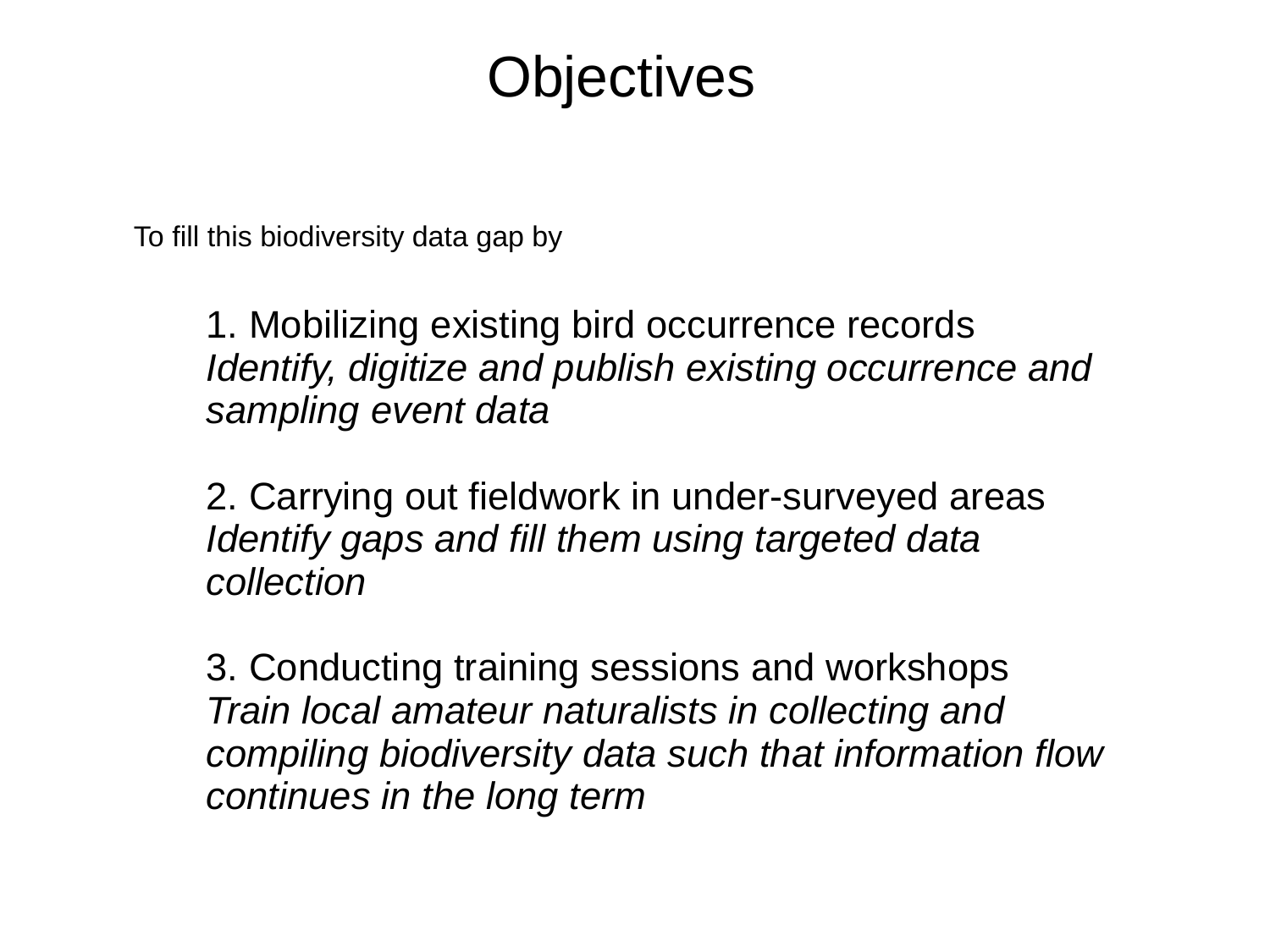# Objectives

To fill this biodiversity data gap by

1. Mobilizing existing bird occurrence records
   *Identify, digitize and publish existing occurrence and sampling event data*

2. Carrying out fieldwork in under-surveyed areas
   *Identify gaps and fill them using targeted data collection*

3. Conducting training sessions and workshops
   *Train local amateur naturalists in collecting and compiling biodiversity data such that information flow continues in the long term*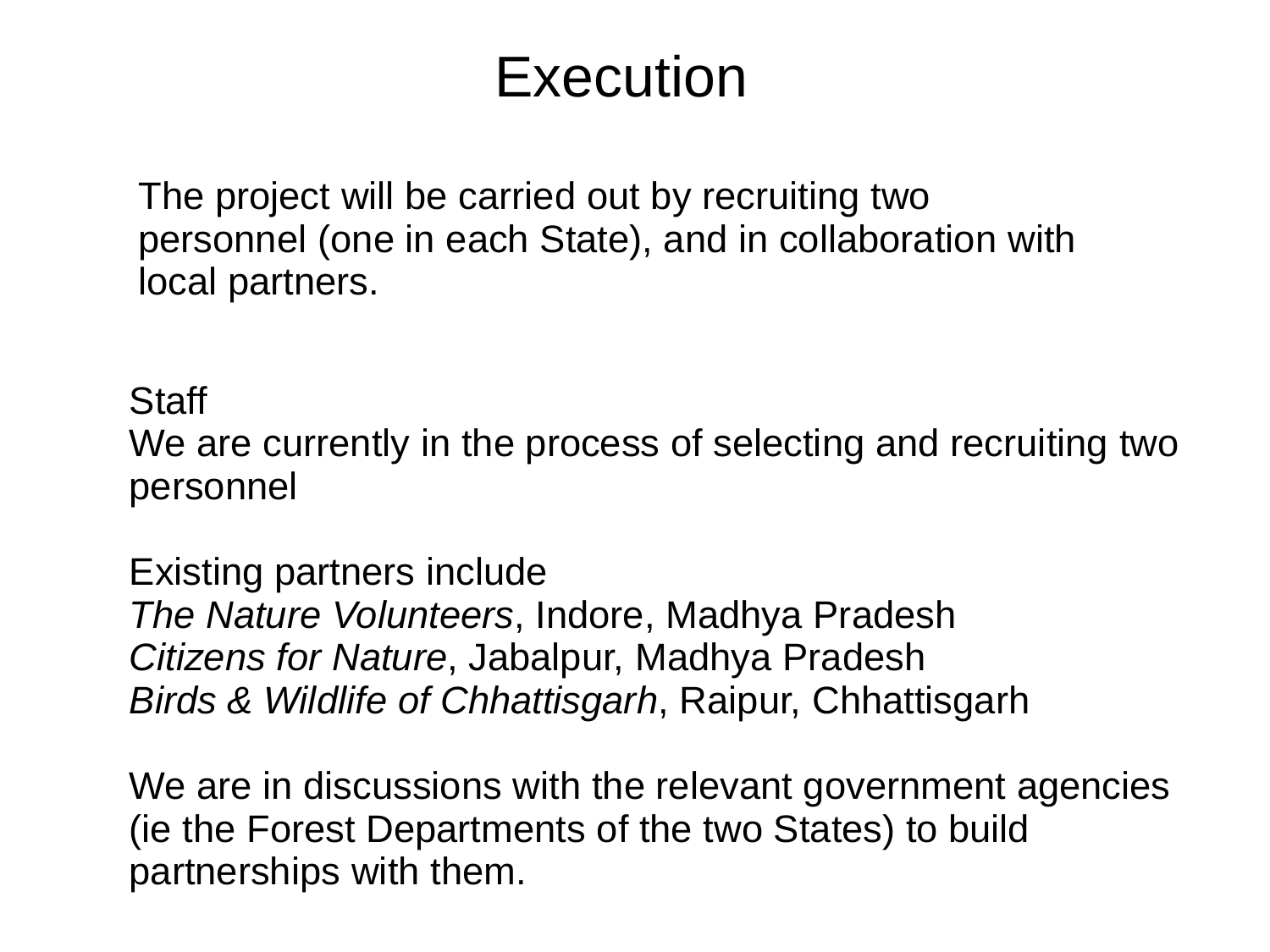# Execution

The project will be carried out by recruiting two personnel (one in each State), and in collaboration with local partners.

Staff
We are currently in the process of selecting and recruiting two personnel

Existing partners include
*The Nature Volunteers*, Indore, Madhya Pradesh
*Citizens for Nature*, Jabalpur, Madhya Pradesh
*Birds & Wildlife of Chhattisgarh*, Raipur, Chhattisgarh

We are in discussions with the relevant government agencies (ie the Forest Departments of the two States) to build partnerships with them.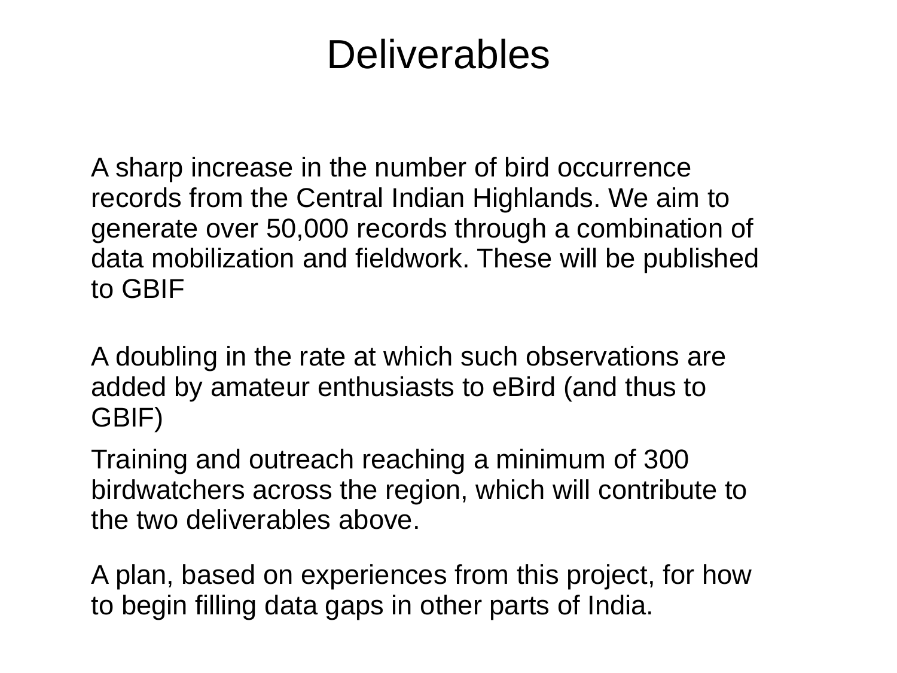# Deliverables

A sharp increase in the number of bird occurrence records from the Central Indian Highlands. We aim to generate over 50,000 records through a combination of data mobilization and fieldwork. These will be published to GBIF

A doubling in the rate at which such observations are added by amateur enthusiasts to eBird (and thus to GBIF)

Training and outreach reaching a minimum of 300 birdwatchers across the region, which will contribute to the two deliverables above.

A plan, based on experiences from this project, for how to begin filling data gaps in other parts of India.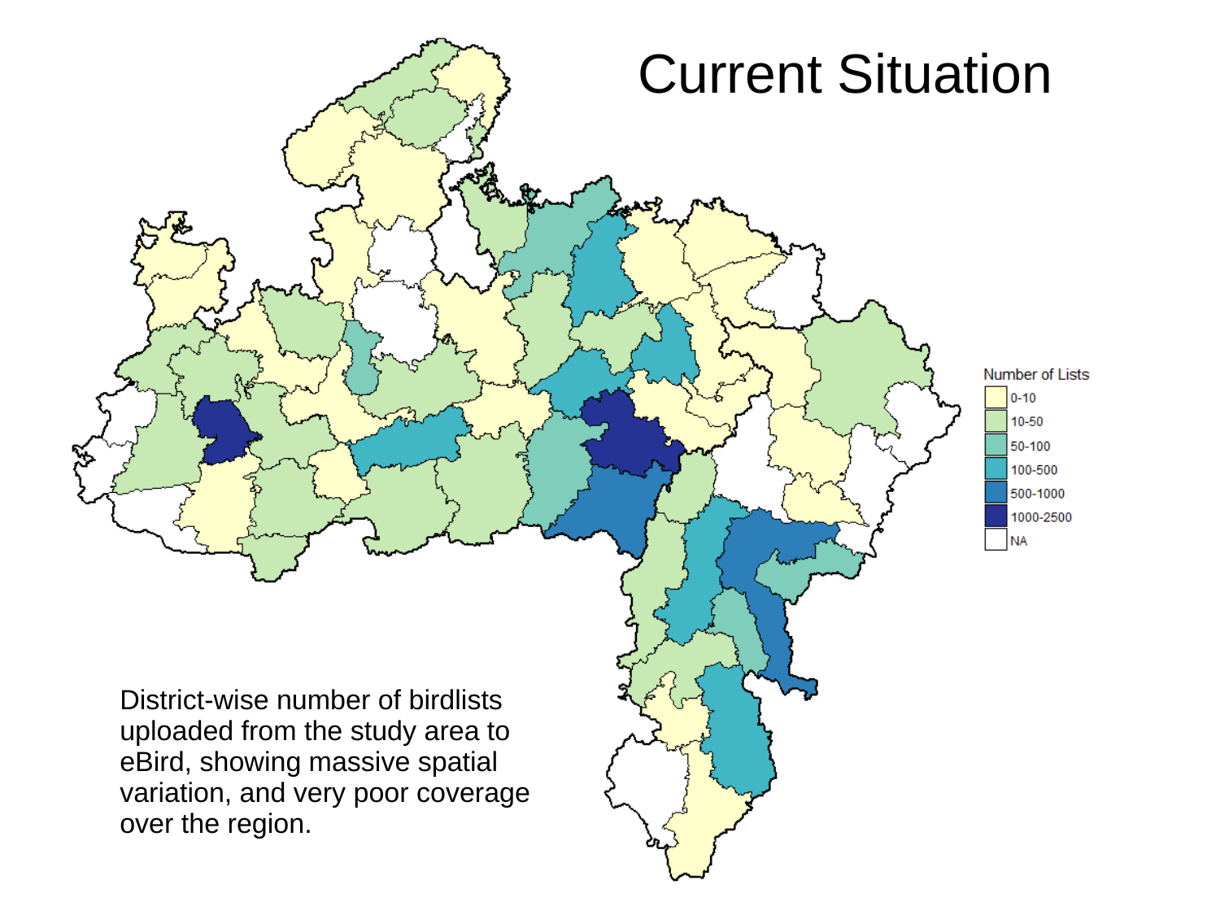# Current Situation

District-wise number of birdlists uploaded from the study area to eBird, showing massive spatial variation, and very poor coverage over the region.

Number of Lists

- 0-10
- 10-50
- 50-100
- 100-500
- 500-1000
- 1000-2500
- NA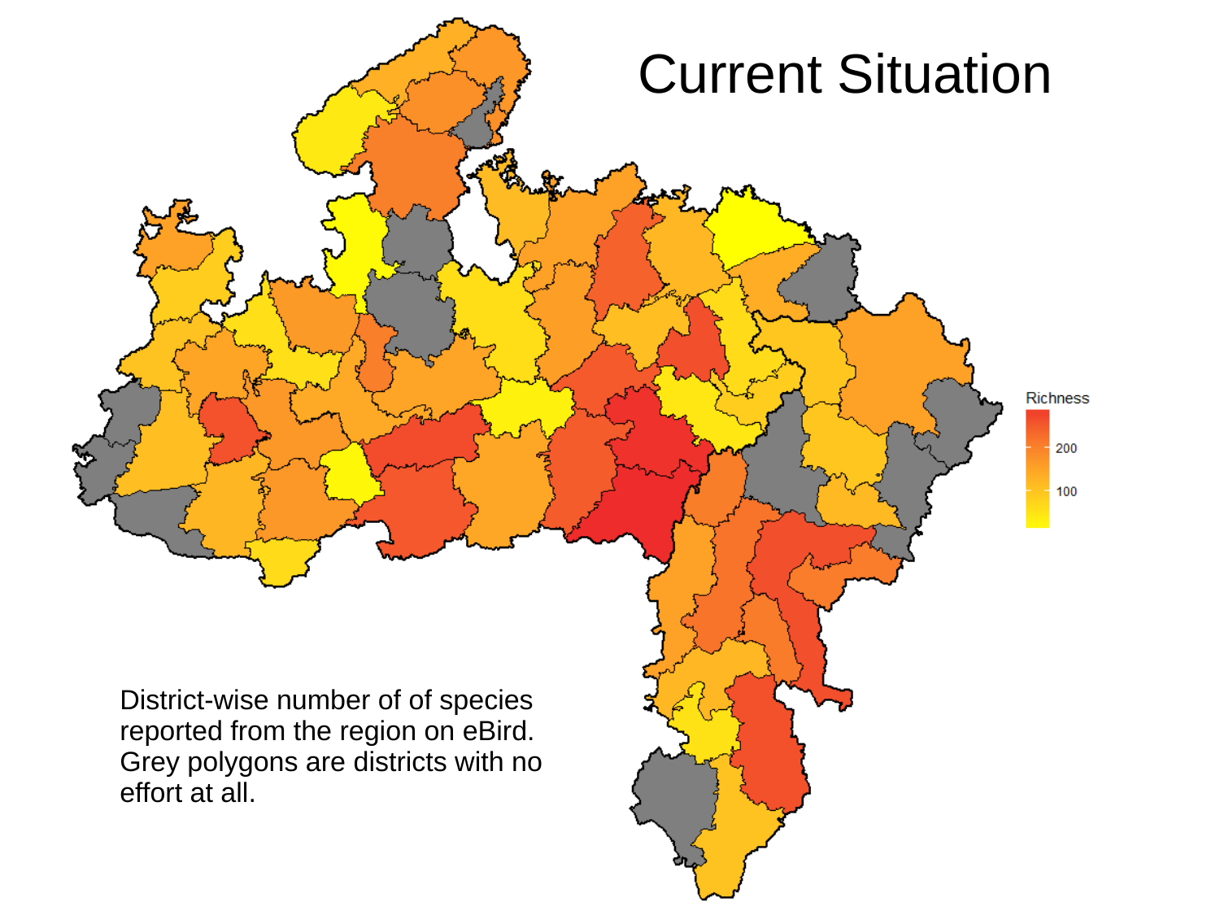# Current Situation

Richness

200

100

District-wise number of of species reported from the region on eBird. Grey polygons are districts with no effort at all.